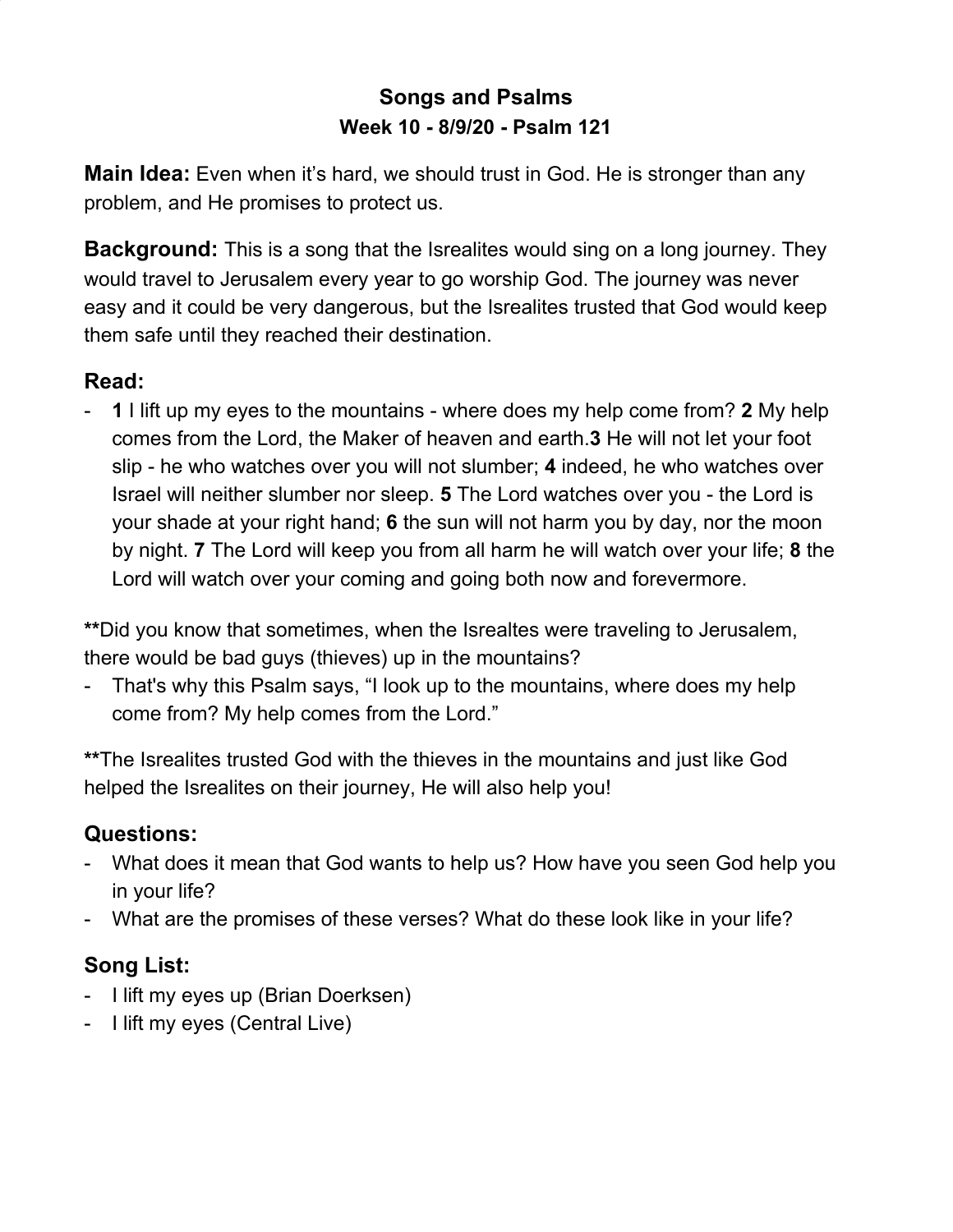# Songs and Psalms

## Week 10 - 8/9/20 - Psalm 121

**Main Idea:** Even when it's hard, we should trust in God. He is stronger than any problem, and He promises to protect us.

**Background:** This is a song that the Isrealites would sing on a long journey. They would travel to Jerusalem every year to go worship God. The journey was never easy and it could be very dangerous, but the Isrealites trusted that God would keep them safe until they reached their destination.

### Read:

- **1** I lift up my eyes to the mountains - where does my help come from? **2** My help comes from the Lord, the Maker of heaven and earth.**3** He will not let your foot slip - he who watches over you will not slumber; **4** indeed, he who watches over Israel will neither slumber nor sleep. **5** The Lord watches over you - the Lord is your shade at your right hand; **6** the sun will not harm you by day, nor the moon by night. **7** The Lord will keep you from all harm he will watch over your life; **8** the Lord will watch over your coming and going both now and forevermore.

**\*\***Did you know that sometimes, when the Isrealtes were traveling to Jerusalem, there would be bad guys (thieves) up in the mountains?

- That's why this Psalm says, "I look up to the mountains, where does my help come from? My help comes from the Lord."

**\*\***The Isrealites trusted God with the thieves in the mountains and just like God helped the Isrealites on their journey, He will also help you!

### Questions:

- What does it mean that God wants to help us? How have you seen God help you in your life?
- What are the promises of these verses? What do these look like in your life?

### Song List:

- I lift my eyes up (Brian Doerksen)
- I lift my eyes (Central Live)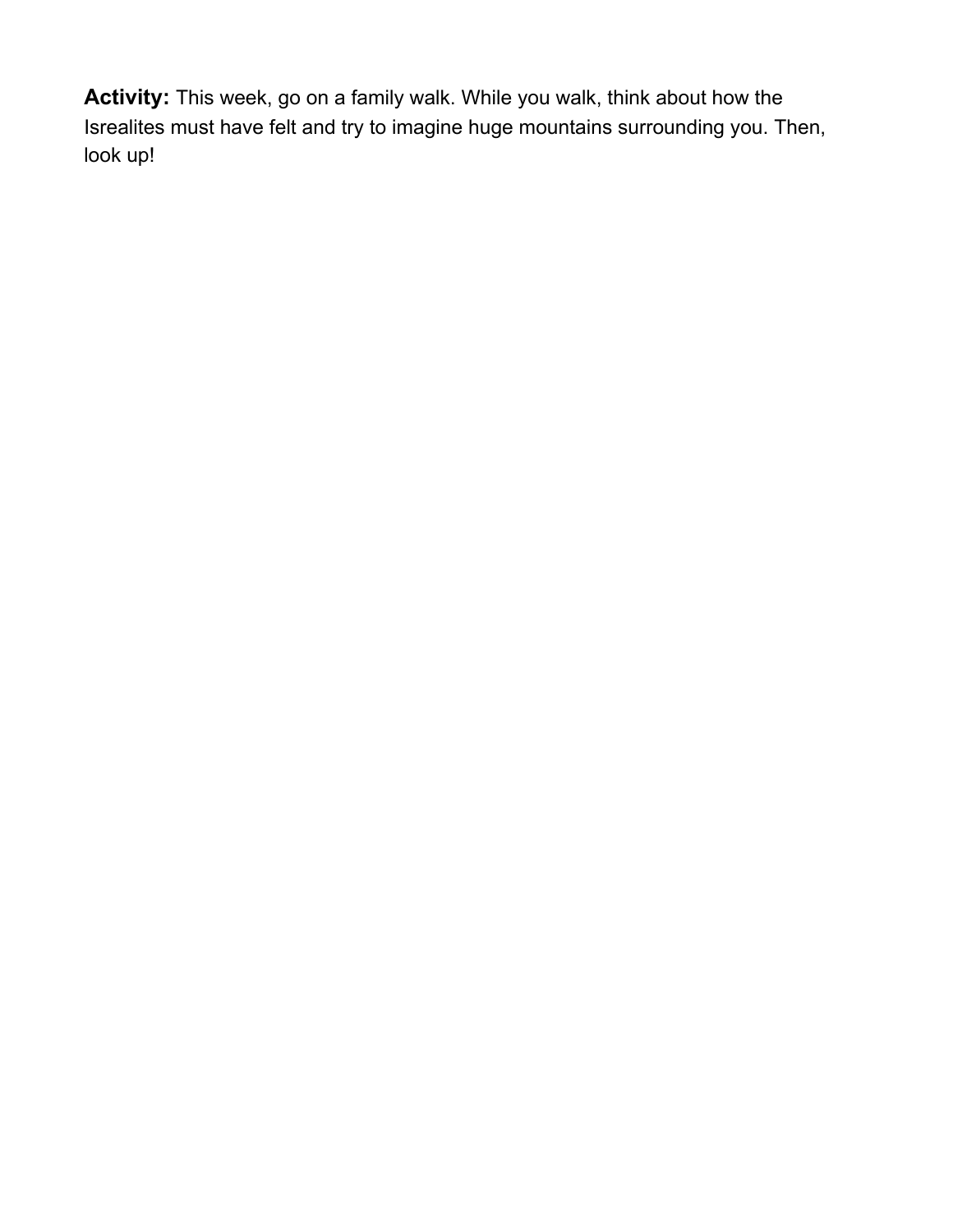**Activity:** This week, go on a family walk. While you walk, think about how the Isrealites must have felt and try to imagine huge mountains surrounding you. Then, look up!